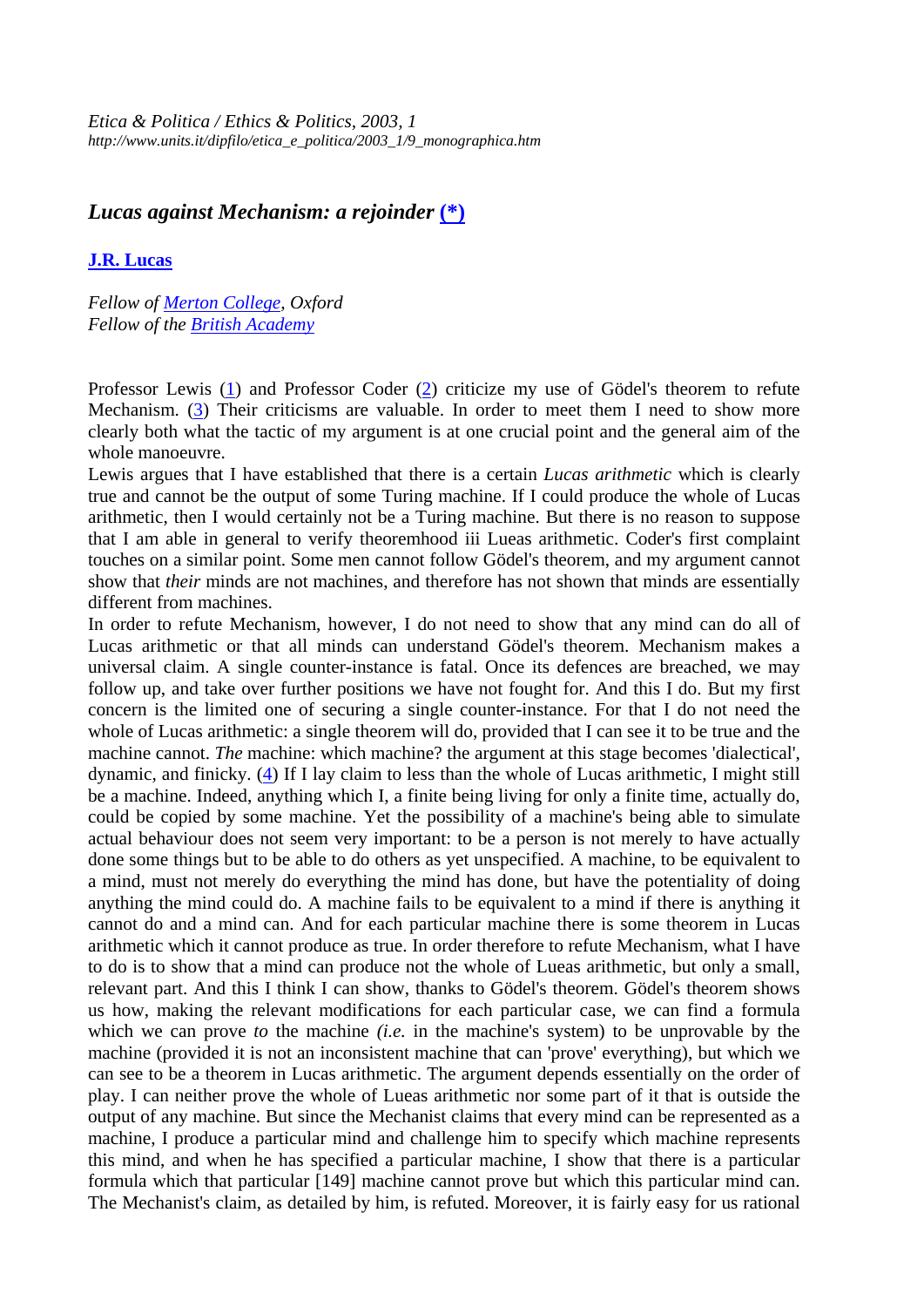*Etica & Politica / Ethics & Politics, 2003, 1*
*http://www.units.it/dipfilo/etica_e_politica/2003_1/9_monographica.htm*

# *Lucas against Mechanism: a rejoinder* (*)

**J.R. Lucas**

*Fellow of Merton College, Oxford*
*Fellow of the British Academy*

Professor Lewis (1) and Professor Coder (2) criticize my use of Gödel's theorem to refute Mechanism. (3) Their criticisms are valuable. In order to meet them I need to show more clearly both what the tactic of my argument is at one crucial point and the general aim of the whole manoeuvre.

Lewis argues that I have established that there is a certain *Lucas arithmetic* which is clearly true and cannot be the output of some Turing machine. If I could produce the whole of Lucas arithmetic, then I would certainly not be a Turing machine. But there is no reason to suppose that I am able in general to verify theoremhood iii Lueas arithmetic. Coder's first complaint touches on a similar point. Some men cannot follow Gödel's theorem, and my argument cannot show that *their* minds are not machines, and therefore has not shown that minds are essentially different from machines.

In order to refute Mechanism, however, I do not need to show that any mind can do all of Lucas arithmetic or that all minds can understand Gödel's theorem. Mechanism makes a universal claim. A single counter-instance is fatal. Once its defences are breached, we may follow up, and take over further positions we have not fought for. And this I do. But my first concern is the limited one of securing a single counter-instance. For that I do not need the whole of Lucas arithmetic: a single theorem will do, provided that I can see it to be true and the machine cannot. *The* machine: which machine? the argument at this stage becomes 'dialectical', dynamic, and finicky. (4) If I lay claim to less than the whole of Lucas arithmetic, I might still be a machine. Indeed, anything which I, a finite being living for only a finite time, actually do, could be copied by some machine. Yet the possibility of a machine's being able to simulate actual behaviour does not seem very important: to be a person is not merely to have actually done some things but to be able to do others as yet unspecified. A machine, to be equivalent to a mind, must not merely do everything the mind has done, but have the potentiality of doing anything the mind could do. A machine fails to be equivalent to a mind if there is anything it cannot do and a mind can. And for each particular machine there is some theorem in Lucas arithmetic which it cannot produce as true. In order therefore to refute Mechanism, what I have to do is to show that a mind can produce not the whole of Lueas arithmetic, but only a small, relevant part. And this I think I can show, thanks to Gödel's theorem. Gödel's theorem shows us how, making the relevant modifications for each particular case, we can find a formula which we can prove *to* the machine *(i.e.* in the machine's system) to be unprovable by the machine (provided it is not an inconsistent machine that can 'prove' everything), but which we can see to be a theorem in Lucas arithmetic. The argument depends essentially on the order of play. I can neither prove the whole of Lueas arithmetic nor some part of it that is outside the output of any machine. But since the Mechanist claims that every mind can be represented as a machine, I produce a particular mind and challenge him to specify which machine represents this mind, and when he has specified a particular machine, I show that there is a particular formula which that particular [149] machine cannot prove but which this particular mind can. The Mechanist's claim, as detailed by him, is refuted. Moreover, it is fairly easy for us rational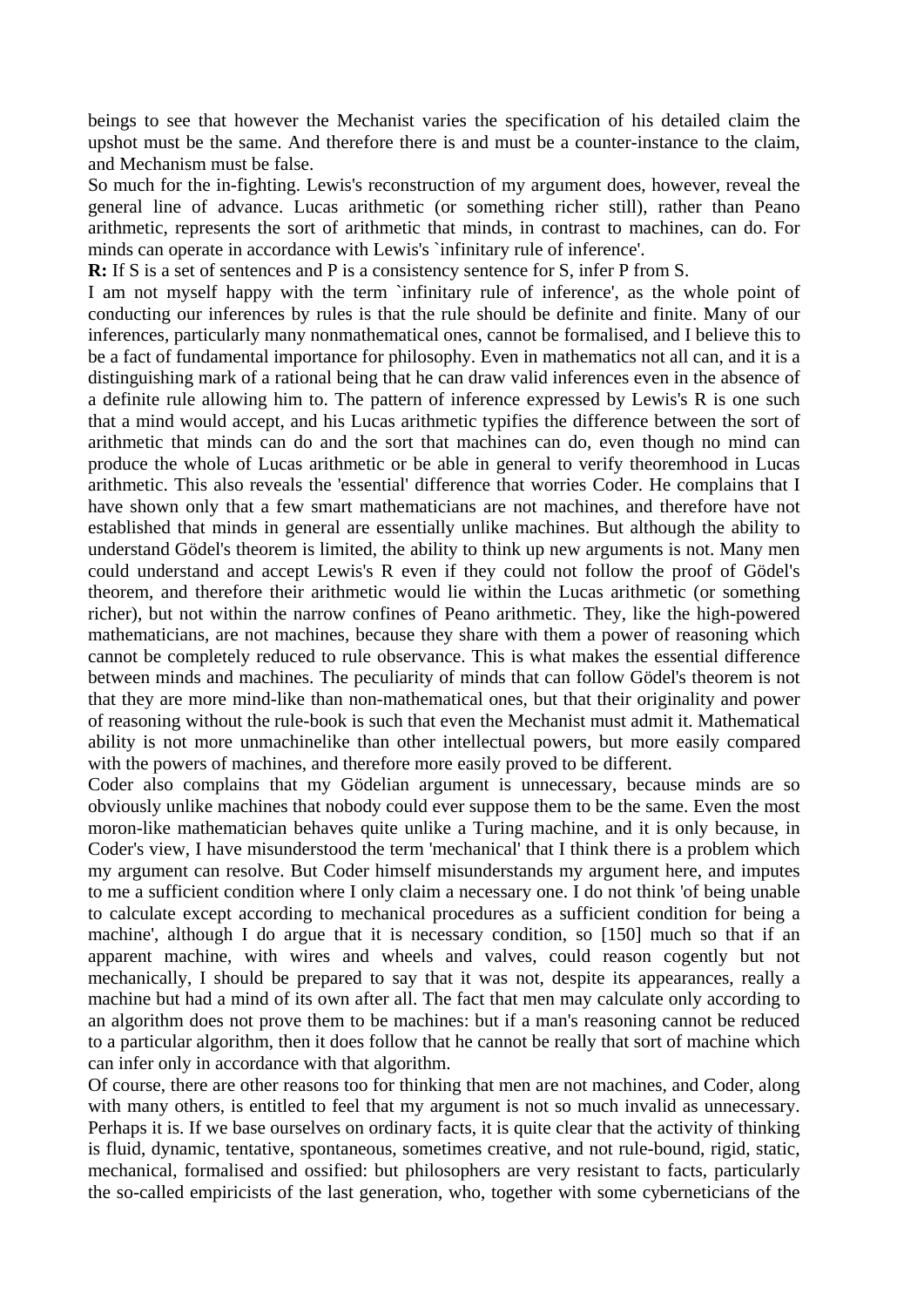beings to see that however the Mechanist varies the specification of his detailed claim the upshot must be the same. And therefore there is and must be a counter-instance to the claim, and Mechanism must be false.

So much for the in-fighting. Lewis's reconstruction of my argument does, however, reveal the general line of advance. Lucas arithmetic (or something richer still), rather than Peano arithmetic, represents the sort of arithmetic that minds, in contrast to machines, can do. For minds can operate in accordance with Lewis's `infinitary rule of inference'.

**R:** If S is a set of sentences and P is a consistency sentence for S, infer P from S.

I am not myself happy with the term `infinitary rule of inference', as the whole point of conducting our inferences by rules is that the rule should be definite and finite. Many of our inferences, particularly many nonmathematical ones, cannot be formalised, and I believe this to be a fact of fundamental importance for philosophy. Even in mathematics not all can, and it is a distinguishing mark of a rational being that he can draw valid inferences even in the absence of a definite rule allowing him to. The pattern of inference expressed by Lewis's R is one such that a mind would accept, and his Lucas arithmetic typifies the difference between the sort of arithmetic that minds can do and the sort that machines can do, even though no mind can produce the whole of Lucas arithmetic or be able in general to verify theoremhood in Lucas arithmetic. This also reveals the 'essential' difference that worries Coder. He complains that I have shown only that a few smart mathematicians are not machines, and therefore have not established that minds in general are essentially unlike machines. But although the ability to understand Gödel's theorem is limited, the ability to think up new arguments is not. Many men could understand and accept Lewis's R even if they could not follow the proof of Gödel's theorem, and therefore their arithmetic would lie within the Lucas arithmetic (or something richer), but not within the narrow confines of Peano arithmetic. They, like the high-powered mathematicians, are not machines, because they share with them a power of reasoning which cannot be completely reduced to rule observance. This is what makes the essential difference between minds and machines. The peculiarity of minds that can follow Gödel's theorem is not that they are more mind-like than non-mathematical ones, but that their originality and power of reasoning without the rule-book is such that even the Mechanist must admit it. Mathematical ability is not more unmachinelike than other intellectual powers, but more easily compared with the powers of machines, and therefore more easily proved to be different.

Coder also complains that my Gödelian argument is unnecessary, because minds are so obviously unlike machines that nobody could ever suppose them to be the same. Even the most moron-like mathematician behaves quite unlike a Turing machine, and it is only because, in Coder's view, I have misunderstood the term 'mechanical' that I think there is a problem which my argument can resolve. But Coder himself misunderstands my argument here, and imputes to me a sufficient condition where I only claim a necessary one. I do not think 'of being unable to calculate except according to mechanical procedures as a sufficient condition for being a machine', although I do argue that it is necessary condition, so [150] much so that if an apparent machine, with wires and wheels and valves, could reason cogently but not mechanically, I should be prepared to say that it was not, despite its appearances, really a machine but had a mind of its own after all. The fact that men may calculate only according to an algorithm does not prove them to be machines: but if a man's reasoning cannot be reduced to a particular algorithm, then it does follow that he cannot be really that sort of machine which can infer only in accordance with that algorithm.

Of course, there are other reasons too for thinking that men are not machines, and Coder, along with many others, is entitled to feel that my argument is not so much invalid as unnecessary. Perhaps it is. If we base ourselves on ordinary facts, it is quite clear that the activity of thinking is fluid, dynamic, tentative, spontaneous, sometimes creative, and not rule-bound, rigid, static, mechanical, formalised and ossified: but philosophers are very resistant to facts, particularly the so-called empiricists of the last generation, who, together with some cyberneticians of the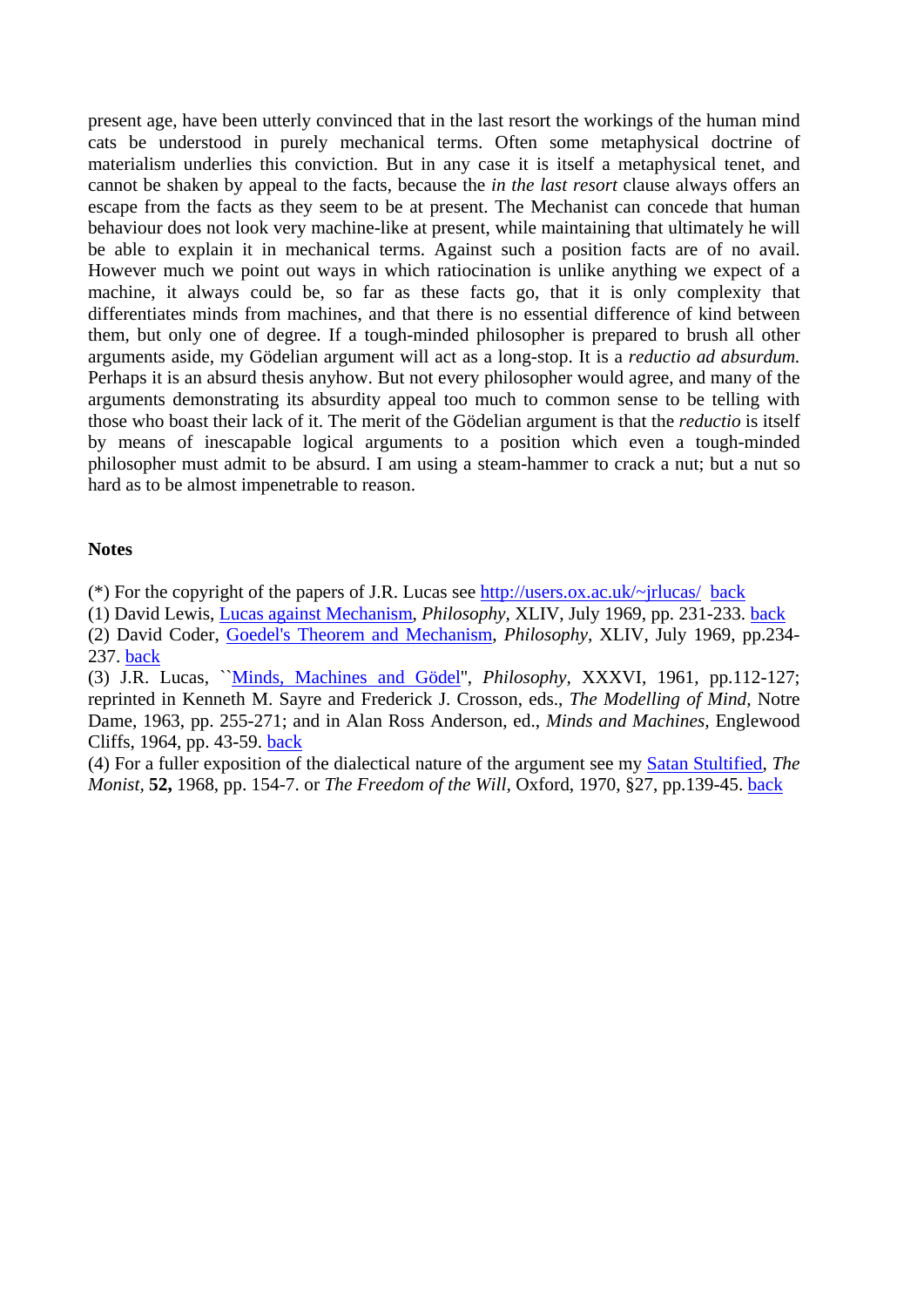present age, have been utterly convinced that in the last resort the workings of the human mind cats be understood in purely mechanical terms. Often some metaphysical doctrine of materialism underlies this conviction. But in any case it is itself a metaphysical tenet, and cannot be shaken by appeal to the facts, because the *in the last resort* clause always offers an escape from the facts as they seem to be at present. The Mechanist can concede that human behaviour does not look very machine-like at present, while maintaining that ultimately he will be able to explain it in mechanical terms. Against such a position facts are of no avail. However much we point out ways in which ratiocination is unlike anything we expect of a machine, it always could be, so far as these facts go, that it is only complexity that differentiates minds from machines, and that there is no essential difference of kind between them, but only one of degree. If a tough-minded philosopher is prepared to brush all other arguments aside, my Gödelian argument will act as a long-stop. It is a *reductio ad absurdum.* Perhaps it is an absurd thesis anyhow. But not every philosopher would agree, and many of the arguments demonstrating its absurdity appeal too much to common sense to be telling with those who boast their lack of it. The merit of the Gödelian argument is that the *reductio* is itself by means of inescapable logical arguments to a position which even a tough-minded philosopher must admit to be absurd. I am using a steam-hammer to crack a nut; but a nut so hard as to be almost impenetrable to reason.

**Notes**

(*) For the copyright of the papers of J.R. Lucas see http://users.ox.ac.uk/~jrlucas/ back
(1) David Lewis, Lucas against Mechanism, *Philosophy*, XLIV, July 1969, pp. 231-233. back
(2) David Coder, Goedel's Theorem and Mechanism, *Philosophy*, XLIV, July 1969, pp.234-237. back
(3) J.R. Lucas, ``Minds, Machines and Gödel'', *Philosophy*, XXXVI, 1961, pp.112-127; reprinted in Kenneth M. Sayre and Frederick J. Crosson, eds., *The Modelling of Mind,* Notre Dame, 1963, pp. 255-271; and in Alan Ross Anderson, ed., *Minds and Machines*, Englewood Cliffs, 1964, pp. 43-59. back
(4) For a fuller exposition of the dialectical nature of the argument see my Satan Stultified, *The Monist*, **52,** 1968, pp. 154-7. or *The Freedom of the Will*, Oxford, 1970, §27, pp.139-45. back